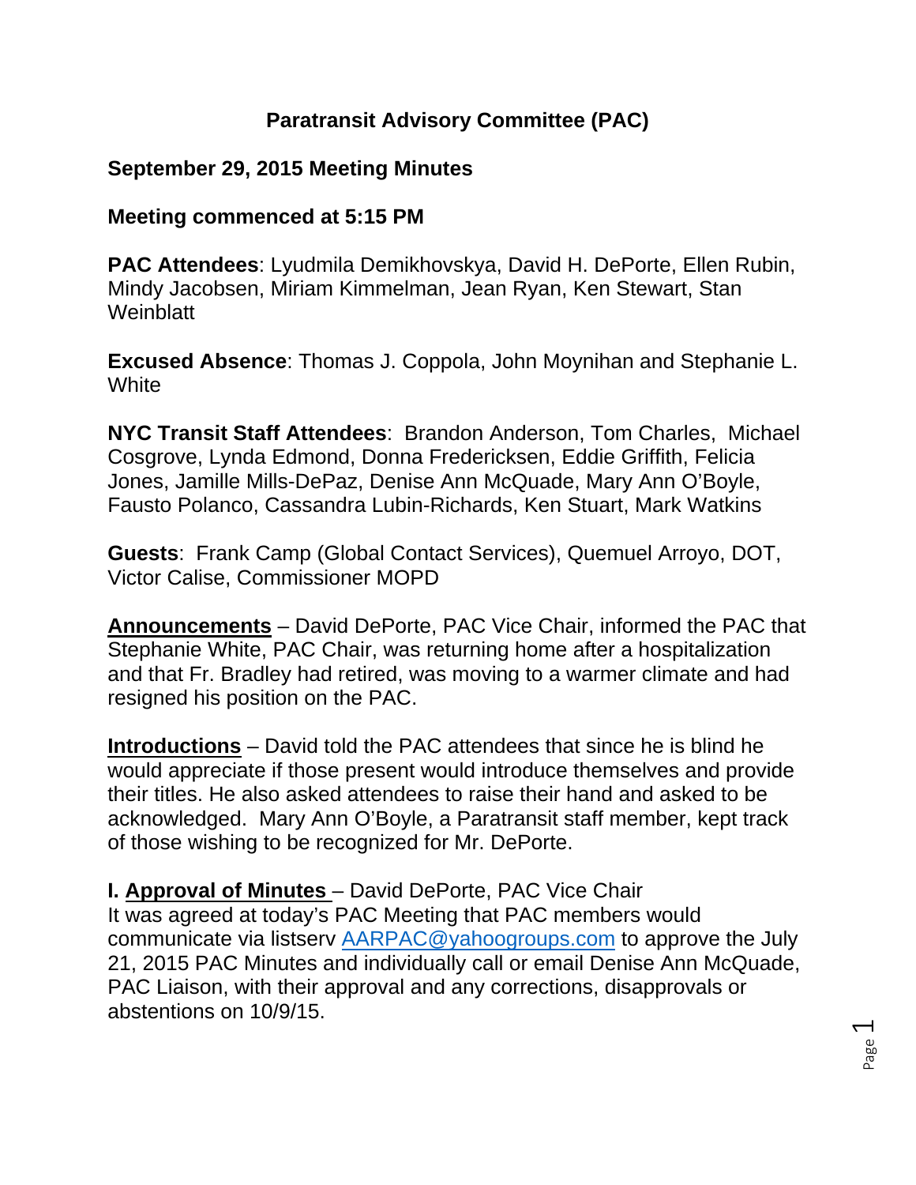# Paratransit Advisory Committee (PAC)

**September 29, 2015 Meeting Minutes**

**Meeting commenced at 5:15 PM**

**PAC Attendees**: Lyudmila Demikhovskya, David H. DePorte, Ellen Rubin, Mindy Jacobsen, Miriam Kimmelman, Jean Ryan, Ken Stewart, Stan Weinblatt

**Excused Absence**: Thomas J. Coppola, John Moynihan and Stephanie L. White

**NYC Transit Staff Attendees**: Brandon Anderson, Tom Charles, Michael Cosgrove, Lynda Edmond, Donna Fredericksen, Eddie Griffith, Felicia Jones, Jamille Mills-DePaz, Denise Ann McQuade, Mary Ann O'Boyle, Fausto Polanco, Cassandra Lubin-Richards, Ken Stuart, Mark Watkins

**Guests**: Frank Camp (Global Contact Services), Quemuel Arroyo, DOT, Victor Calise, Commissioner MOPD

**Announcements** – David DePorte, PAC Vice Chair, informed the PAC that Stephanie White, PAC Chair, was returning home after a hospitalization and that Fr. Bradley had retired, was moving to a warmer climate and had resigned his position on the PAC.

**Introductions** – David told the PAC attendees that since he is blind he would appreciate if those present would introduce themselves and provide their titles. He also asked attendees to raise their hand and asked to be acknowledged. Mary Ann O'Boyle, a Paratransit staff member, kept track of those wishing to be recognized for Mr. DePorte.

**I. Approval of Minutes** – David DePorte, PAC Vice Chair
It was agreed at today's PAC Meeting that PAC members would communicate via listserv AARPAC@yahoogroups.com to approve the July 21, 2015 PAC Minutes and individually call or email Denise Ann McQuade, PAC Liaison, with their approval and any corrections, disapprovals or abstentions on 10/9/15.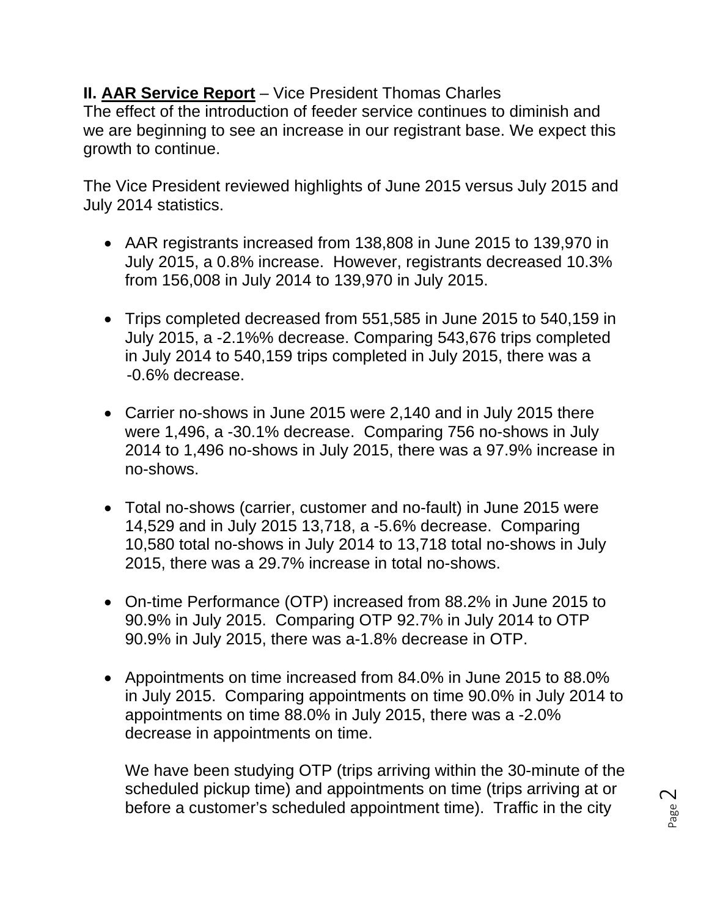**II. <u>AAR Service Report</u>** – Vice President Thomas Charles
The effect of the introduction of feeder service continues to diminish and we are beginning to see an increase in our registrant base. We expect this growth to continue.

The Vice President reviewed highlights of June 2015 versus July 2015 and July 2014 statistics.

- AAR registrants increased from 138,808 in June 2015 to 139,970 in July 2015, a 0.8% increase. However, registrants decreased 10.3% from 156,008 in July 2014 to 139,970 in July 2015.

- Trips completed decreased from 551,585 in June 2015 to 540,159 in July 2015, a -2.1%% decrease. Comparing 543,676 trips completed in July 2014 to 540,159 trips completed in July 2015, there was a -0.6% decrease.

- Carrier no-shows in June 2015 were 2,140 and in July 2015 there were 1,496, a -30.1% decrease. Comparing 756 no-shows in July 2014 to 1,496 no-shows in July 2015, there was a 97.9% increase in no-shows.

- Total no-shows (carrier, customer and no-fault) in June 2015 were 14,529 and in July 2015 13,718, a -5.6% decrease. Comparing 10,580 total no-shows in July 2014 to 13,718 total no-shows in July 2015, there was a 29.7% increase in total no-shows.

- On-time Performance (OTP) increased from 88.2% in June 2015 to 90.9% in July 2015. Comparing OTP 92.7% in July 2014 to OTP 90.9% in July 2015, there was a-1.8% decrease in OTP.

- Appointments on time increased from 84.0% in June 2015 to 88.0% in July 2015. Comparing appointments on time 90.0% in July 2014 to appointments on time 88.0% in July 2015, there was a -2.0% decrease in appointments on time.

  We have been studying OTP (trips arriving within the 30-minute of the scheduled pickup time) and appointments on time (trips arriving at or before a customer's scheduled appointment time). Traffic in the city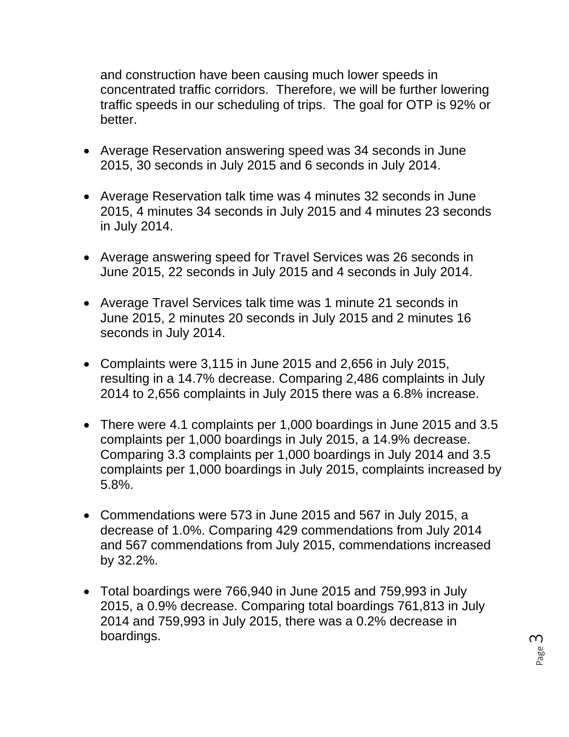and construction have been causing much lower speeds in concentrated traffic corridors. Therefore, we will be further lowering traffic speeds in our scheduling of trips. The goal for OTP is 92% or better.

- Average Reservation answering speed was 34 seconds in June 2015, 30 seconds in July 2015 and 6 seconds in July 2014.

- Average Reservation talk time was 4 minutes 32 seconds in June 2015, 4 minutes 34 seconds in July 2015 and 4 minutes 23 seconds in July 2014.

- Average answering speed for Travel Services was 26 seconds in June 2015, 22 seconds in July 2015 and 4 seconds in July 2014.

- Average Travel Services talk time was 1 minute 21 seconds in June 2015, 2 minutes 20 seconds in July 2015 and 2 minutes 16 seconds in July 2014.

- Complaints were 3,115 in June 2015 and 2,656 in July 2015, resulting in a 14.7% decrease. Comparing 2,486 complaints in July 2014 to 2,656 complaints in July 2015 there was a 6.8% increase.

- There were 4.1 complaints per 1,000 boardings in June 2015 and 3.5 complaints per 1,000 boardings in July 2015, a 14.9% decrease. Comparing 3.3 complaints per 1,000 boardings in July 2014 and 3.5 complaints per 1,000 boardings in July 2015, complaints increased by 5.8%.

- Commendations were 573 in June 2015 and 567 in July 2015, a decrease of 1.0%. Comparing 429 commendations from July 2014 and 567 commendations from July 2015, commendations increased by 32.2%.

- Total boardings were 766,940 in June 2015 and 759,993 in July 2015, a 0.9% decrease. Comparing total boardings 761,813 in July 2014 and 759,993 in July 2015, there was a 0.2% decrease in boardings.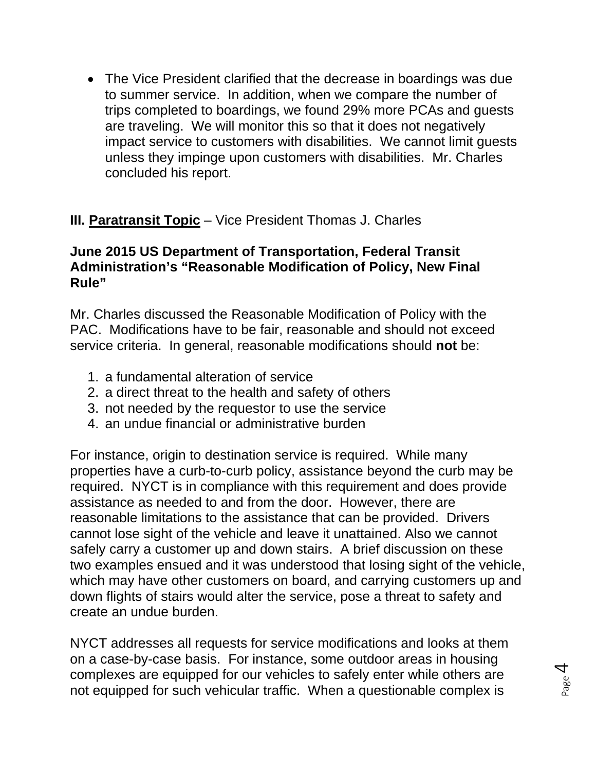- The Vice President clarified that the decrease in boardings was due to summer service. In addition, when we compare the number of trips completed to boardings, we found 29% more PCAs and guests are traveling. We will monitor this so that it does not negatively impact service to customers with disabilities. We cannot limit guests unless they impinge upon customers with disabilities. Mr. Charles concluded his report.

**III. <u>Paratransit Topic</u>** – Vice President Thomas J. Charles

**June 2015 US Department of Transportation, Federal Transit Administration's "Reasonable Modification of Policy, New Final Rule"**

Mr. Charles discussed the Reasonable Modification of Policy with the PAC. Modifications have to be fair, reasonable and should not exceed service criteria. In general, reasonable modifications should **not** be:

1. a fundamental alteration of service
2. a direct threat to the health and safety of others
3. not needed by the requestor to use the service
4. an undue financial or administrative burden

For instance, origin to destination service is required. While many properties have a curb-to-curb policy, assistance beyond the curb may be required. NYCT is in compliance with this requirement and does provide assistance as needed to and from the door. However, there are reasonable limitations to the assistance that can be provided. Drivers cannot lose sight of the vehicle and leave it unattained. Also we cannot safely carry a customer up and down stairs. A brief discussion on these two examples ensued and it was understood that losing sight of the vehicle, which may have other customers on board, and carrying customers up and down flights of stairs would alter the service, pose a threat to safety and create an undue burden.

NYCT addresses all requests for service modifications and looks at them on a case-by-case basis. For instance, some outdoor areas in housing complexes are equipped for our vehicles to safely enter while others are not equipped for such vehicular traffic. When a questionable complex is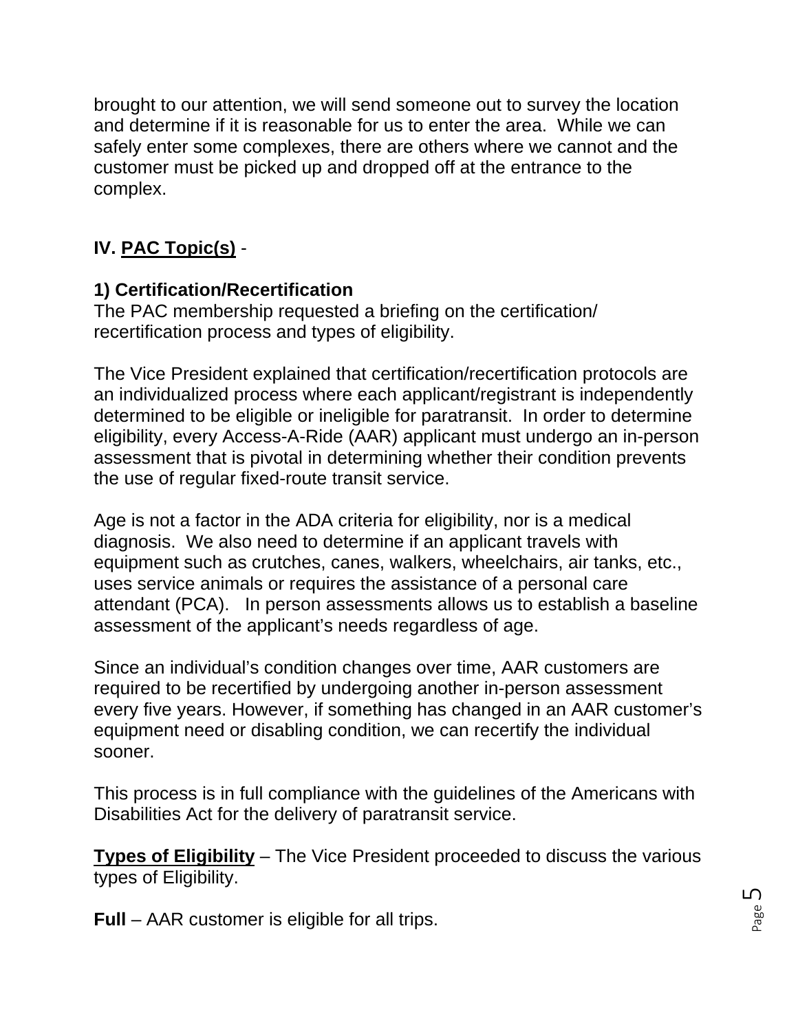brought to our attention, we will send someone out to survey the location and determine if it is reasonable for us to enter the area. While we can safely enter some complexes, there are others where we cannot and the customer must be picked up and dropped off at the entrance to the complex.

## IV. <u>PAC Topic(s)</u> -

### 1) Certification/Recertification

The PAC membership requested a briefing on the certification/ recertification process and types of eligibility.

The Vice President explained that certification/recertification protocols are an individualized process where each applicant/registrant is independently determined to be eligible or ineligible for paratransit. In order to determine eligibility, every Access-A-Ride (AAR) applicant must undergo an in-person assessment that is pivotal in determining whether their condition prevents the use of regular fixed-route transit service.

Age is not a factor in the ADA criteria for eligibility, nor is a medical diagnosis. We also need to determine if an applicant travels with equipment such as crutches, canes, walkers, wheelchairs, air tanks, etc., uses service animals or requires the assistance of a personal care attendant (PCA). In person assessments allows us to establish a baseline assessment of the applicant's needs regardless of age.

Since an individual's condition changes over time, AAR customers are required to be recertified by undergoing another in-person assessment every five years. However, if something has changed in an AAR customer's equipment need or disabling condition, we can recertify the individual sooner.

This process is in full compliance with the guidelines of the Americans with Disabilities Act for the delivery of paratransit service.

**<u>Types of Eligibility</u>** – The Vice President proceeded to discuss the various types of Eligibility.

**Full** – AAR customer is eligible for all trips.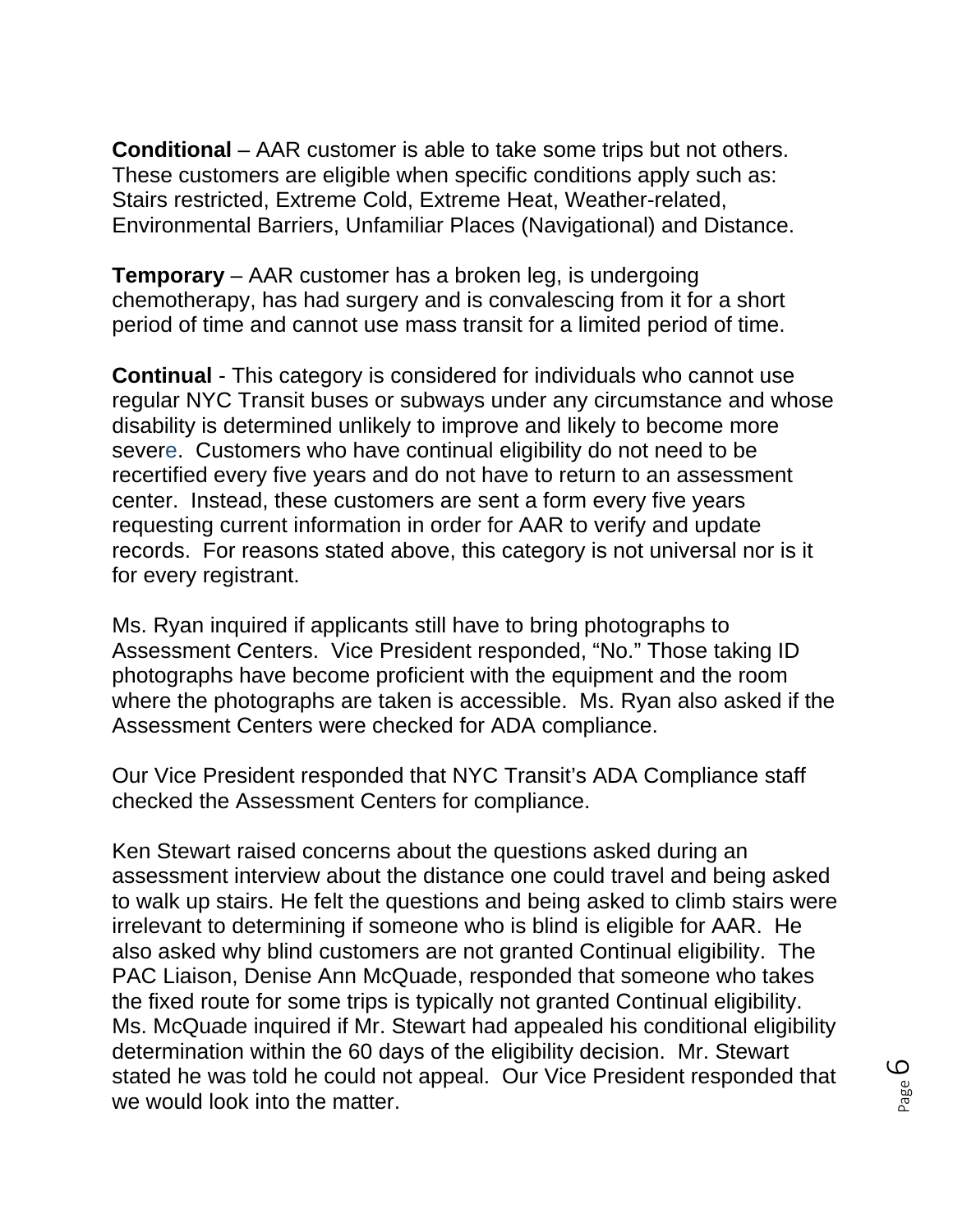**Conditional** – AAR customer is able to take some trips but not others. These customers are eligible when specific conditions apply such as: Stairs restricted, Extreme Cold, Extreme Heat, Weather-related, Environmental Barriers, Unfamiliar Places (Navigational) and Distance.

**Temporary** – AAR customer has a broken leg, is undergoing chemotherapy, has had surgery and is convalescing from it for a short period of time and cannot use mass transit for a limited period of time.

**Continual** - This category is considered for individuals who cannot use regular NYC Transit buses or subways under any circumstance and whose disability is determined unlikely to improve and likely to become more severe. Customers who have continual eligibility do not need to be recertified every five years and do not have to return to an assessment center. Instead, these customers are sent a form every five years requesting current information in order for AAR to verify and update records. For reasons stated above, this category is not universal nor is it for every registrant.

Ms. Ryan inquired if applicants still have to bring photographs to Assessment Centers. Vice President responded, "No." Those taking ID photographs have become proficient with the equipment and the room where the photographs are taken is accessible. Ms. Ryan also asked if the Assessment Centers were checked for ADA compliance.

Our Vice President responded that NYC Transit's ADA Compliance staff checked the Assessment Centers for compliance.

Ken Stewart raised concerns about the questions asked during an assessment interview about the distance one could travel and being asked to walk up stairs. He felt the questions and being asked to climb stairs were irrelevant to determining if someone who is blind is eligible for AAR. He also asked why blind customers are not granted Continual eligibility. The PAC Liaison, Denise Ann McQuade, responded that someone who takes the fixed route for some trips is typically not granted Continual eligibility. Ms. McQuade inquired if Mr. Stewart had appealed his conditional eligibility determination within the 60 days of the eligibility decision. Mr. Stewart stated he was told he could not appeal. Our Vice President responded that we would look into the matter.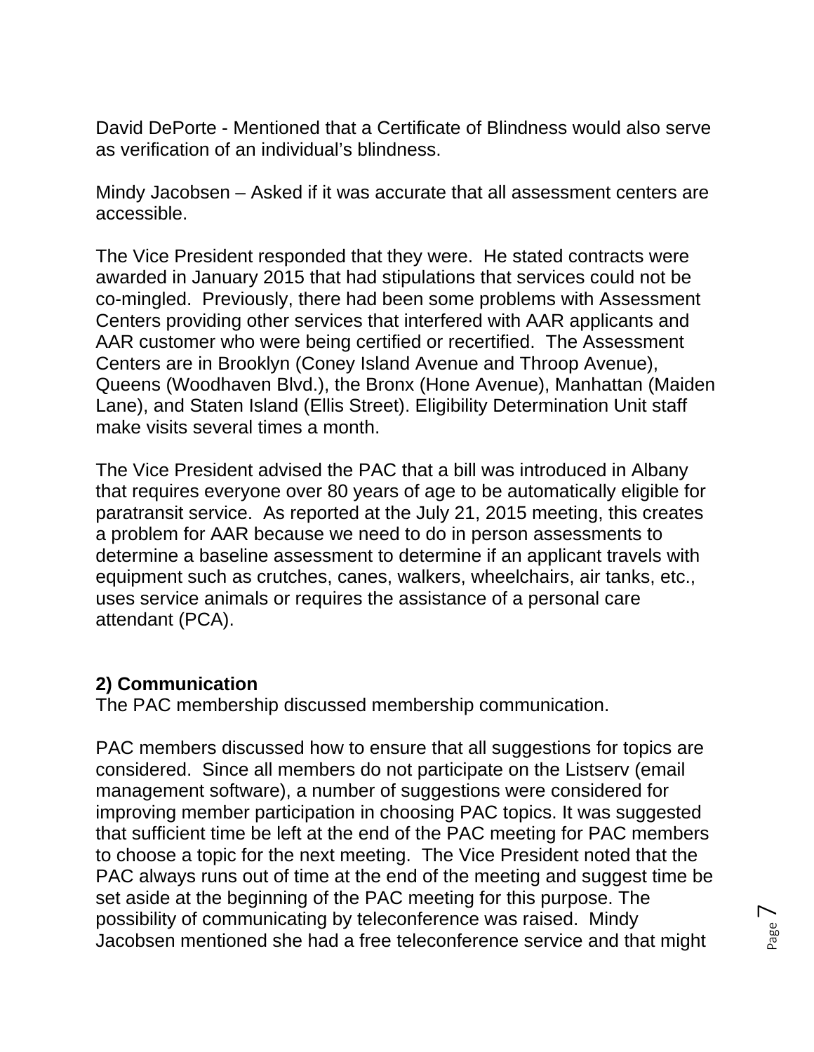David DePorte - Mentioned that a Certificate of Blindness would also serve as verification of an individual's blindness.

Mindy Jacobsen – Asked if it was accurate that all assessment centers are accessible.

The Vice President responded that they were. He stated contracts were awarded in January 2015 that had stipulations that services could not be co-mingled. Previously, there had been some problems with Assessment Centers providing other services that interfered with AAR applicants and AAR customer who were being certified or recertified. The Assessment Centers are in Brooklyn (Coney Island Avenue and Throop Avenue), Queens (Woodhaven Blvd.), the Bronx (Hone Avenue), Manhattan (Maiden Lane), and Staten Island (Ellis Street). Eligibility Determination Unit staff make visits several times a month.

The Vice President advised the PAC that a bill was introduced in Albany that requires everyone over 80 years of age to be automatically eligible for paratransit service. As reported at the July 21, 2015 meeting, this creates a problem for AAR because we need to do in person assessments to determine a baseline assessment to determine if an applicant travels with equipment such as crutches, canes, walkers, wheelchairs, air tanks, etc., uses service animals or requires the assistance of a personal care attendant (PCA).

**2) Communication**
The PAC membership discussed membership communication.

PAC members discussed how to ensure that all suggestions for topics are considered. Since all members do not participate on the Listserv (email management software), a number of suggestions were considered for improving member participation in choosing PAC topics. It was suggested that sufficient time be left at the end of the PAC meeting for PAC members to choose a topic for the next meeting. The Vice President noted that the PAC always runs out of time at the end of the meeting and suggest time be set aside at the beginning of the PAC meeting for this purpose. The possibility of communicating by teleconference was raised. Mindy Jacobsen mentioned she had a free teleconference service and that might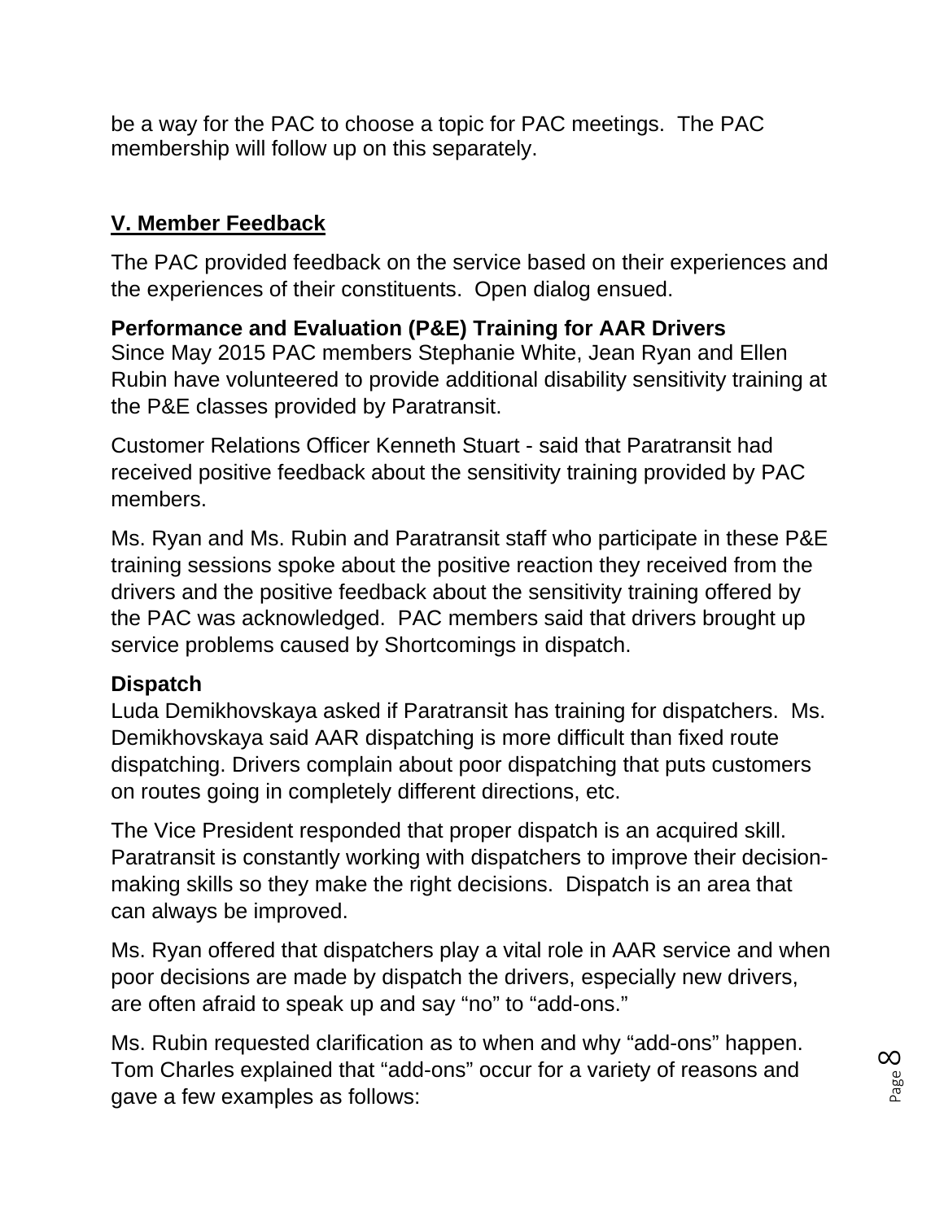be a way for the PAC to choose a topic for PAC meetings. The PAC membership will follow up on this separately.

## V. Member Feedback

The PAC provided feedback on the service based on their experiences and the experiences of their constituents. Open dialog ensued.

**Performance and Evaluation (P&E) Training for AAR Drivers**
Since May 2015 PAC members Stephanie White, Jean Ryan and Ellen Rubin have volunteered to provide additional disability sensitivity training at the P&E classes provided by Paratransit.

Customer Relations Officer Kenneth Stuart - said that Paratransit had received positive feedback about the sensitivity training provided by PAC members.

Ms. Ryan and Ms. Rubin and Paratransit staff who participate in these P&E training sessions spoke about the positive reaction they received from the drivers and the positive feedback about the sensitivity training offered by the PAC was acknowledged. PAC members said that drivers brought up service problems caused by Shortcomings in dispatch.

**Dispatch**
Luda Demikhovskaya asked if Paratransit has training for dispatchers. Ms. Demikhovskaya said AAR dispatching is more difficult than fixed route dispatching. Drivers complain about poor dispatching that puts customers on routes going in completely different directions, etc.

The Vice President responded that proper dispatch is an acquired skill. Paratransit is constantly working with dispatchers to improve their decision-making skills so they make the right decisions. Dispatch is an area that can always be improved.

Ms. Ryan offered that dispatchers play a vital role in AAR service and when poor decisions are made by dispatch the drivers, especially new drivers, are often afraid to speak up and say "no" to "add-ons."

Ms. Rubin requested clarification as to when and why "add-ons" happen. Tom Charles explained that "add-ons" occur for a variety of reasons and gave a few examples as follows: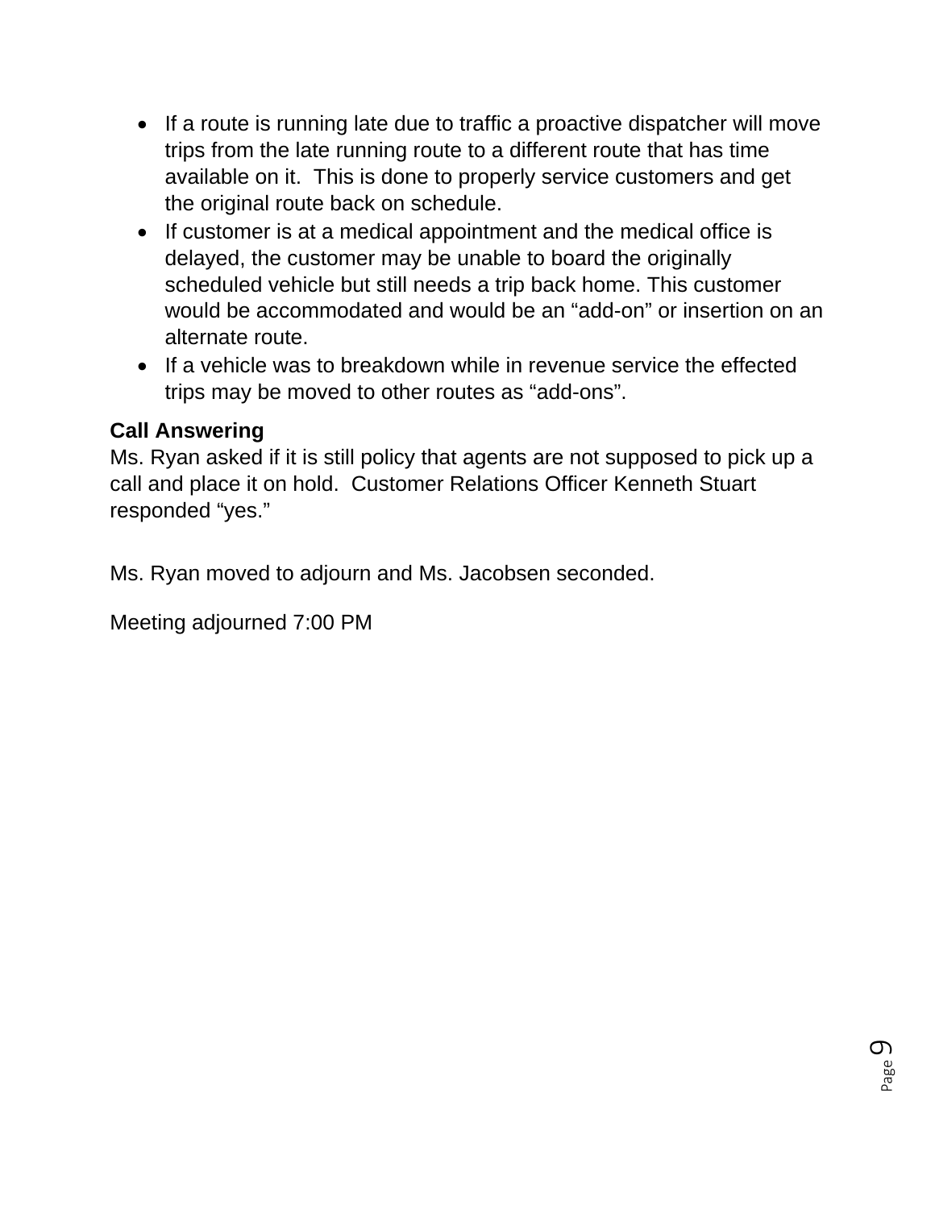- If a route is running late due to traffic a proactive dispatcher will move trips from the late running route to a different route that has time available on it. This is done to properly service customers and get the original route back on schedule.
- If customer is at a medical appointment and the medical office is delayed, the customer may be unable to board the originally scheduled vehicle but still needs a trip back home. This customer would be accommodated and would be an “add-on” or insertion on an alternate route.
- If a vehicle was to breakdown while in revenue service the effected trips may be moved to other routes as “add-ons”.

**Call Answering**
Ms. Ryan asked if it is still policy that agents are not supposed to pick up a call and place it on hold. Customer Relations Officer Kenneth Stuart responded “yes.”

Ms. Ryan moved to adjourn and Ms. Jacobsen seconded.

Meeting adjourned 7:00 PM